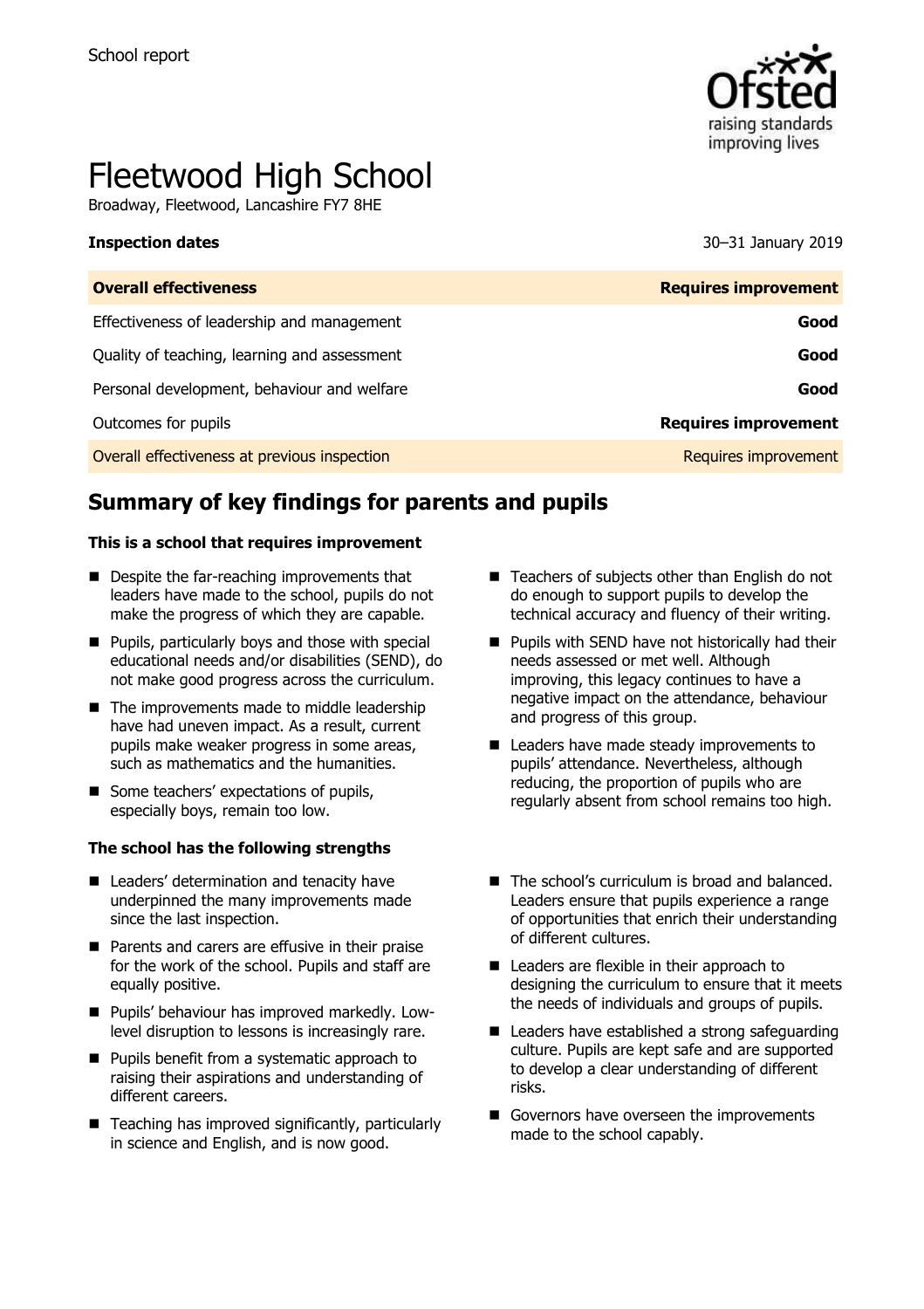School report

# Fleetwood High School

Broadway, Fleetwood, Lancashire FY7 8HE

**Inspection dates** 30–31 January 2019

| **Overall effectiveness** | **Requires improvement** |
| --- | --- |
| Effectiveness of leadership and management | **Good** |
| Quality of teaching, learning and assessment | **Good** |
| Personal development, behaviour and welfare | **Good** |
| Outcomes for pupils | **Requires improvement** |
| Overall effectiveness at previous inspection | Requires improvement |

## Summary of key findings for parents and pupils

**This is a school that requires improvement**

- Despite the far-reaching improvements that leaders have made to the school, pupils do not make the progress of which they are capable.
- Pupils, particularly boys and those with special educational needs and/or disabilities (SEND), do not make good progress across the curriculum.
- The improvements made to middle leadership have had uneven impact. As a result, current pupils make weaker progress in some areas, such as mathematics and the humanities.
- Some teachers' expectations of pupils, especially boys, remain too low.
- Teachers of subjects other than English do not do enough to support pupils to develop the technical accuracy and fluency of their writing.
- Pupils with SEND have not historically had their needs assessed or met well. Although improving, this legacy continues to have a negative impact on the attendance, behaviour and progress of this group.
- Leaders have made steady improvements to pupils' attendance. Nevertheless, although reducing, the proportion of pupils who are regularly absent from school remains too high.

**The school has the following strengths**

- Leaders' determination and tenacity have underpinned the many improvements made since the last inspection.
- Parents and carers are effusive in their praise for the work of the school. Pupils and staff are equally positive.
- Pupils' behaviour has improved markedly. Low-level disruption to lessons is increasingly rare.
- Pupils benefit from a systematic approach to raising their aspirations and understanding of different careers.
- Teaching has improved significantly, particularly in science and English, and is now good.
- The school's curriculum is broad and balanced. Leaders ensure that pupils experience a range of opportunities that enrich their understanding of different cultures.
- Leaders are flexible in their approach to designing the curriculum to ensure that it meets the needs of individuals and groups of pupils.
- Leaders have established a strong safeguarding culture. Pupils are kept safe and are supported to develop a clear understanding of different risks.
- Governors have overseen the improvements made to the school capably.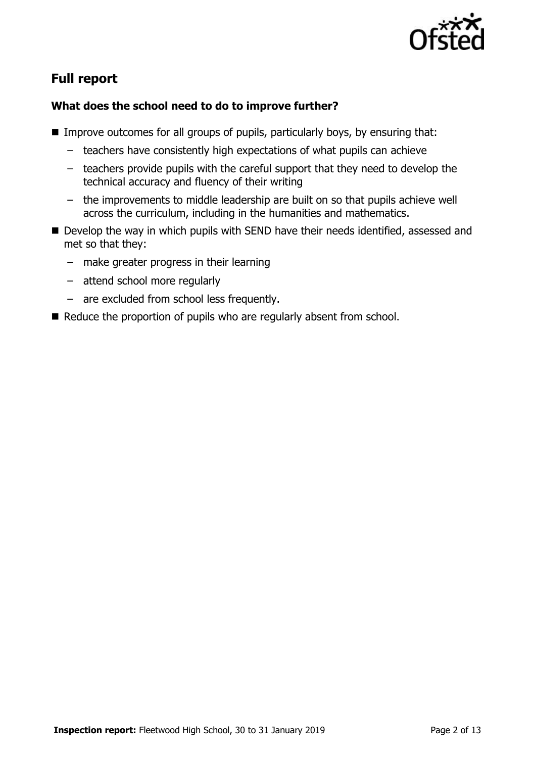## Full report

### What does the school need to do to improve further?

- Improve outcomes for all groups of pupils, particularly boys, by ensuring that:
  - teachers have consistently high expectations of what pupils can achieve
  - teachers provide pupils with the careful support that they need to develop the technical accuracy and fluency of their writing
  - the improvements to middle leadership are built on so that pupils achieve well across the curriculum, including in the humanities and mathematics.
- Develop the way in which pupils with SEND have their needs identified, assessed and met so that they:
  - make greater progress in their learning
  - attend school more regularly
  - are excluded from school less frequently.
- Reduce the proportion of pupils who are regularly absent from school.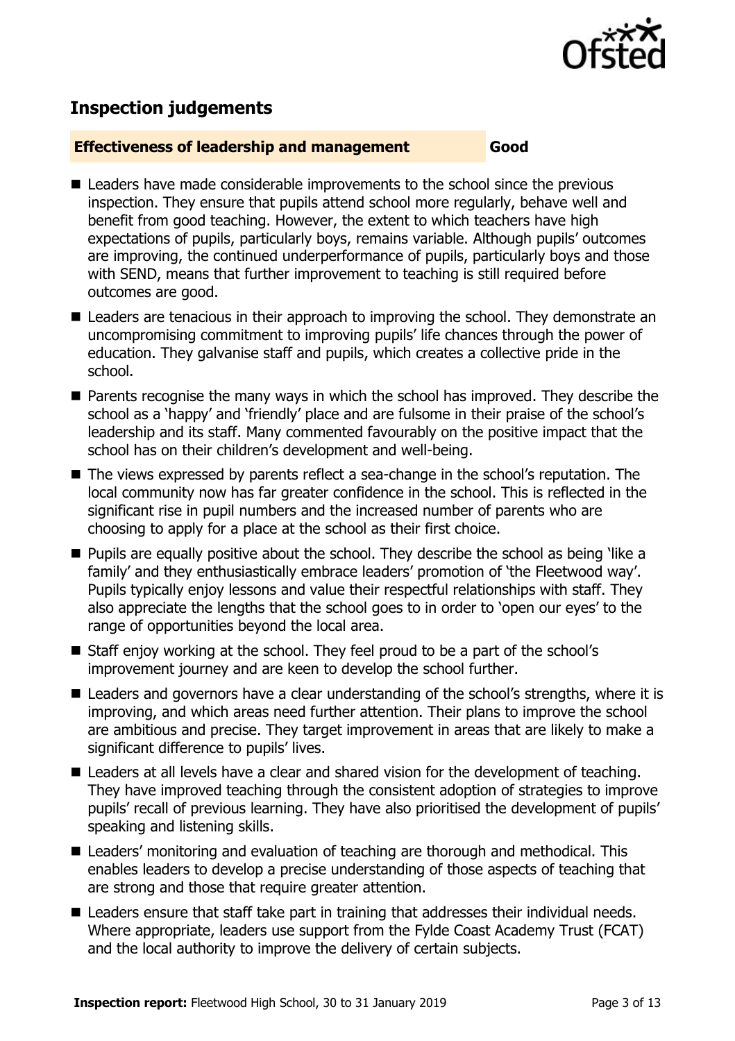## Inspection judgements

**Effectiveness of leadership and management** **Good**

- Leaders have made considerable improvements to the school since the previous inspection. They ensure that pupils attend school more regularly, behave well and benefit from good teaching. However, the extent to which teachers have high expectations of pupils, particularly boys, remains variable. Although pupils' outcomes are improving, the continued underperformance of pupils, particularly boys and those with SEND, means that further improvement to teaching is still required before outcomes are good.
- Leaders are tenacious in their approach to improving the school. They demonstrate an uncompromising commitment to improving pupils' life chances through the power of education. They galvanise staff and pupils, which creates a collective pride in the school.
- Parents recognise the many ways in which the school has improved. They describe the school as a 'happy' and 'friendly' place and are fulsome in their praise of the school's leadership and its staff. Many commented favourably on the positive impact that the school has on their children's development and well-being.
- The views expressed by parents reflect a sea-change in the school's reputation. The local community now has far greater confidence in the school. This is reflected in the significant rise in pupil numbers and the increased number of parents who are choosing to apply for a place at the school as their first choice.
- Pupils are equally positive about the school. They describe the school as being 'like a family' and they enthusiastically embrace leaders' promotion of 'the Fleetwood way'. Pupils typically enjoy lessons and value their respectful relationships with staff. They also appreciate the lengths that the school goes to in order to 'open our eyes' to the range of opportunities beyond the local area.
- Staff enjoy working at the school. They feel proud to be a part of the school's improvement journey and are keen to develop the school further.
- Leaders and governors have a clear understanding of the school's strengths, where it is improving, and which areas need further attention. Their plans to improve the school are ambitious and precise. They target improvement in areas that are likely to make a significant difference to pupils' lives.
- Leaders at all levels have a clear and shared vision for the development of teaching. They have improved teaching through the consistent adoption of strategies to improve pupils' recall of previous learning. They have also prioritised the development of pupils' speaking and listening skills.
- Leaders' monitoring and evaluation of teaching are thorough and methodical. This enables leaders to develop a precise understanding of those aspects of teaching that are strong and those that require greater attention.
- Leaders ensure that staff take part in training that addresses their individual needs. Where appropriate, leaders use support from the Fylde Coast Academy Trust (FCAT) and the local authority to improve the delivery of certain subjects.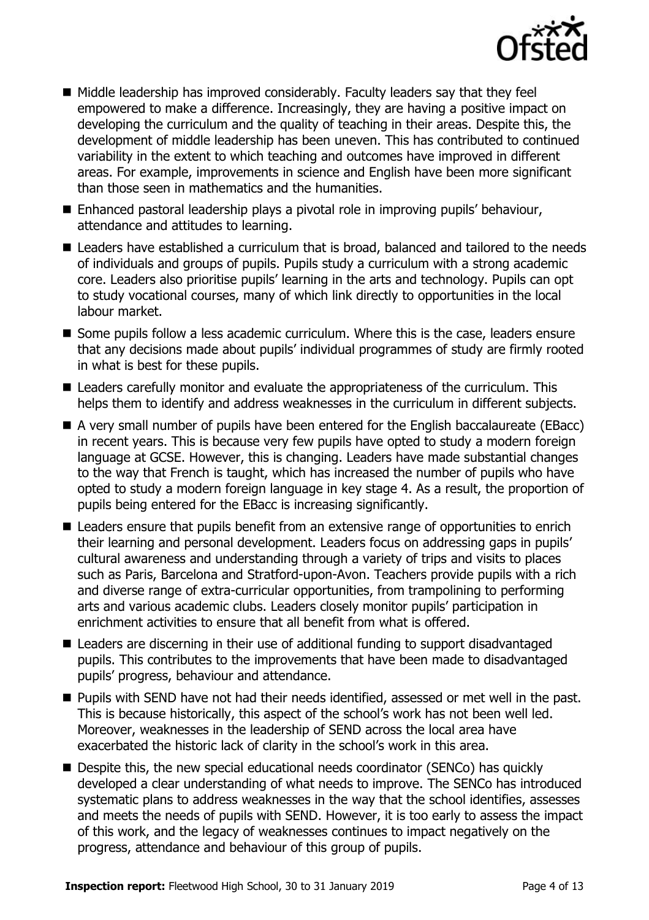- Middle leadership has improved considerably. Faculty leaders say that they feel empowered to make a difference. Increasingly, they are having a positive impact on developing the curriculum and the quality of teaching in their areas. Despite this, the development of middle leadership has been uneven. This has contributed to continued variability in the extent to which teaching and outcomes have improved in different areas. For example, improvements in science and English have been more significant than those seen in mathematics and the humanities.
- Enhanced pastoral leadership plays a pivotal role in improving pupils' behaviour, attendance and attitudes to learning.
- Leaders have established a curriculum that is broad, balanced and tailored to the needs of individuals and groups of pupils. Pupils study a curriculum with a strong academic core. Leaders also prioritise pupils' learning in the arts and technology. Pupils can opt to study vocational courses, many of which link directly to opportunities in the local labour market.
- Some pupils follow a less academic curriculum. Where this is the case, leaders ensure that any decisions made about pupils' individual programmes of study are firmly rooted in what is best for these pupils.
- Leaders carefully monitor and evaluate the appropriateness of the curriculum. This helps them to identify and address weaknesses in the curriculum in different subjects.
- A very small number of pupils have been entered for the English baccalaureate (EBacc) in recent years. This is because very few pupils have opted to study a modern foreign language at GCSE. However, this is changing. Leaders have made substantial changes to the way that French is taught, which has increased the number of pupils who have opted to study a modern foreign language in key stage 4. As a result, the proportion of pupils being entered for the EBacc is increasing significantly.
- Leaders ensure that pupils benefit from an extensive range of opportunities to enrich their learning and personal development. Leaders focus on addressing gaps in pupils' cultural awareness and understanding through a variety of trips and visits to places such as Paris, Barcelona and Stratford-upon-Avon. Teachers provide pupils with a rich and diverse range of extra-curricular opportunities, from trampolining to performing arts and various academic clubs. Leaders closely monitor pupils' participation in enrichment activities to ensure that all benefit from what is offered.
- Leaders are discerning in their use of additional funding to support disadvantaged pupils. This contributes to the improvements that have been made to disadvantaged pupils' progress, behaviour and attendance.
- Pupils with SEND have not had their needs identified, assessed or met well in the past. This is because historically, this aspect of the school's work has not been well led. Moreover, weaknesses in the leadership of SEND across the local area have exacerbated the historic lack of clarity in the school's work in this area.
- Despite this, the new special educational needs coordinator (SENCo) has quickly developed a clear understanding of what needs to improve. The SENCo has introduced systematic plans to address weaknesses in the way that the school identifies, assesses and meets the needs of pupils with SEND. However, it is too early to assess the impact of this work, and the legacy of weaknesses continues to impact negatively on the progress, attendance and behaviour of this group of pupils.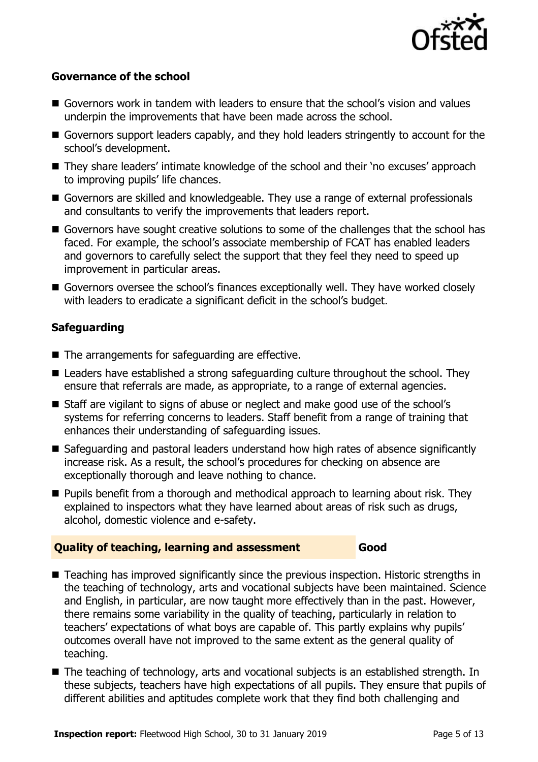### Governance of the school

- Governors work in tandem with leaders to ensure that the school's vision and values underpin the improvements that have been made across the school.
- Governors support leaders capably, and they hold leaders stringently to account for the school's development.
- They share leaders' intimate knowledge of the school and their 'no excuses' approach to improving pupils' life chances.
- Governors are skilled and knowledgeable. They use a range of external professionals and consultants to verify the improvements that leaders report.
- Governors have sought creative solutions to some of the challenges that the school has faced. For example, the school's associate membership of FCAT has enabled leaders and governors to carefully select the support that they feel they need to speed up improvement in particular areas.
- Governors oversee the school's finances exceptionally well. They have worked closely with leaders to eradicate a significant deficit in the school's budget.

### Safeguarding

- The arrangements for safeguarding are effective.
- Leaders have established a strong safeguarding culture throughout the school. They ensure that referrals are made, as appropriate, to a range of external agencies.
- Staff are vigilant to signs of abuse or neglect and make good use of the school's systems for referring concerns to leaders. Staff benefit from a range of training that enhances their understanding of safeguarding issues.
- Safeguarding and pastoral leaders understand how high rates of absence significantly increase risk. As a result, the school's procedures for checking on absence are exceptionally thorough and leave nothing to chance.
- Pupils benefit from a thorough and methodical approach to learning about risk. They explained to inspectors what they have learned about areas of risk such as drugs, alcohol, domestic violence and e-safety.

## Quality of teaching, learning and assessment — Good

- Teaching has improved significantly since the previous inspection. Historic strengths in the teaching of technology, arts and vocational subjects have been maintained. Science and English, in particular, are now taught more effectively than in the past. However, there remains some variability in the quality of teaching, particularly in relation to teachers' expectations of what boys are capable of. This partly explains why pupils' outcomes overall have not improved to the same extent as the general quality of teaching.
- The teaching of technology, arts and vocational subjects is an established strength. In these subjects, teachers have high expectations of all pupils. They ensure that pupils of different abilities and aptitudes complete work that they find both challenging and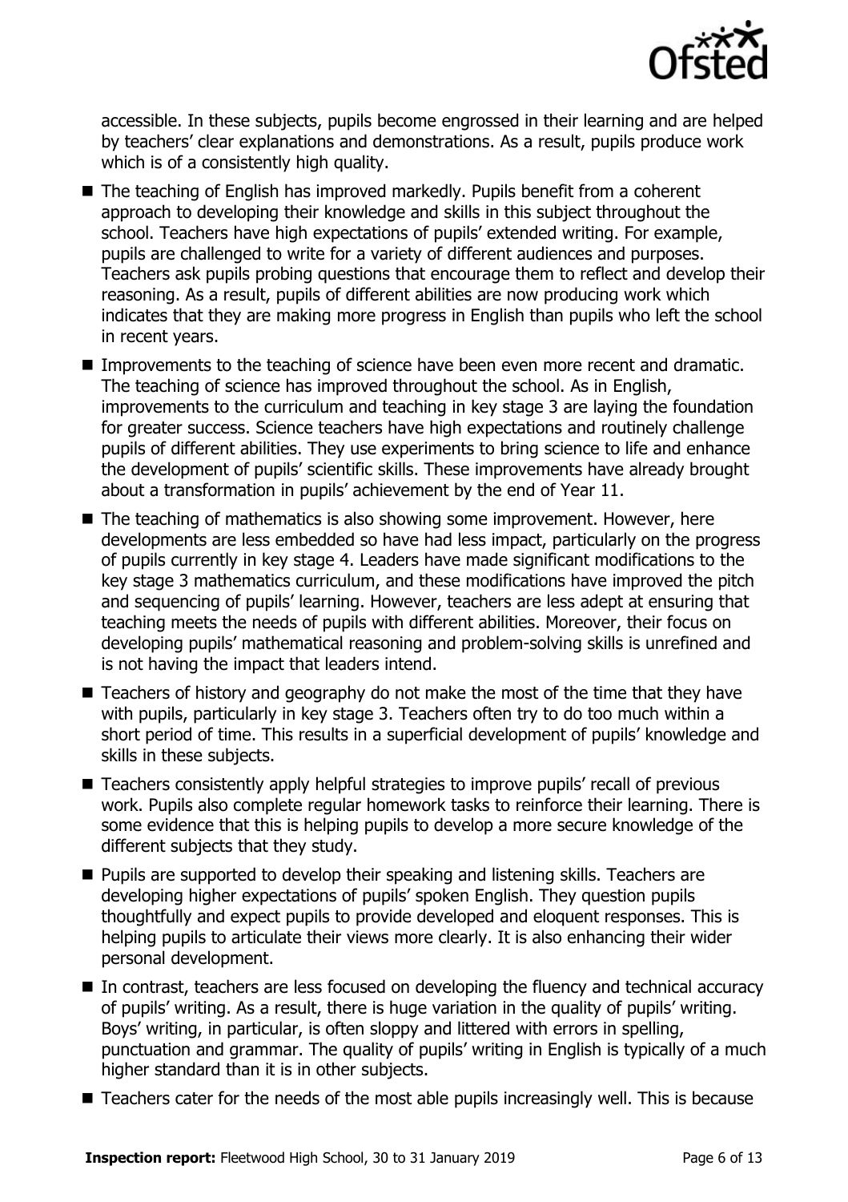accessible. In these subjects, pupils become engrossed in their learning and are helped by teachers' clear explanations and demonstrations. As a result, pupils produce work which is of a consistently high quality.

- The teaching of English has improved markedly. Pupils benefit from a coherent approach to developing their knowledge and skills in this subject throughout the school. Teachers have high expectations of pupils' extended writing. For example, pupils are challenged to write for a variety of different audiences and purposes. Teachers ask pupils probing questions that encourage them to reflect and develop their reasoning. As a result, pupils of different abilities are now producing work which indicates that they are making more progress in English than pupils who left the school in recent years.
- Improvements to the teaching of science have been even more recent and dramatic. The teaching of science has improved throughout the school. As in English, improvements to the curriculum and teaching in key stage 3 are laying the foundation for greater success. Science teachers have high expectations and routinely challenge pupils of different abilities. They use experiments to bring science to life and enhance the development of pupils' scientific skills. These improvements have already brought about a transformation in pupils' achievement by the end of Year 11.
- The teaching of mathematics is also showing some improvement. However, here developments are less embedded so have had less impact, particularly on the progress of pupils currently in key stage 4. Leaders have made significant modifications to the key stage 3 mathematics curriculum, and these modifications have improved the pitch and sequencing of pupils' learning. However, teachers are less adept at ensuring that teaching meets the needs of pupils with different abilities. Moreover, their focus on developing pupils' mathematical reasoning and problem-solving skills is unrefined and is not having the impact that leaders intend.
- Teachers of history and geography do not make the most of the time that they have with pupils, particularly in key stage 3. Teachers often try to do too much within a short period of time. This results in a superficial development of pupils' knowledge and skills in these subjects.
- Teachers consistently apply helpful strategies to improve pupils' recall of previous work. Pupils also complete regular homework tasks to reinforce their learning. There is some evidence that this is helping pupils to develop a more secure knowledge of the different subjects that they study.
- Pupils are supported to develop their speaking and listening skills. Teachers are developing higher expectations of pupils' spoken English. They question pupils thoughtfully and expect pupils to provide developed and eloquent responses. This is helping pupils to articulate their views more clearly. It is also enhancing their wider personal development.
- In contrast, teachers are less focused on developing the fluency and technical accuracy of pupils' writing. As a result, there is huge variation in the quality of pupils' writing. Boys' writing, in particular, is often sloppy and littered with errors in spelling, punctuation and grammar. The quality of pupils' writing in English is typically of a much higher standard than it is in other subjects.
- Teachers cater for the needs of the most able pupils increasingly well. This is because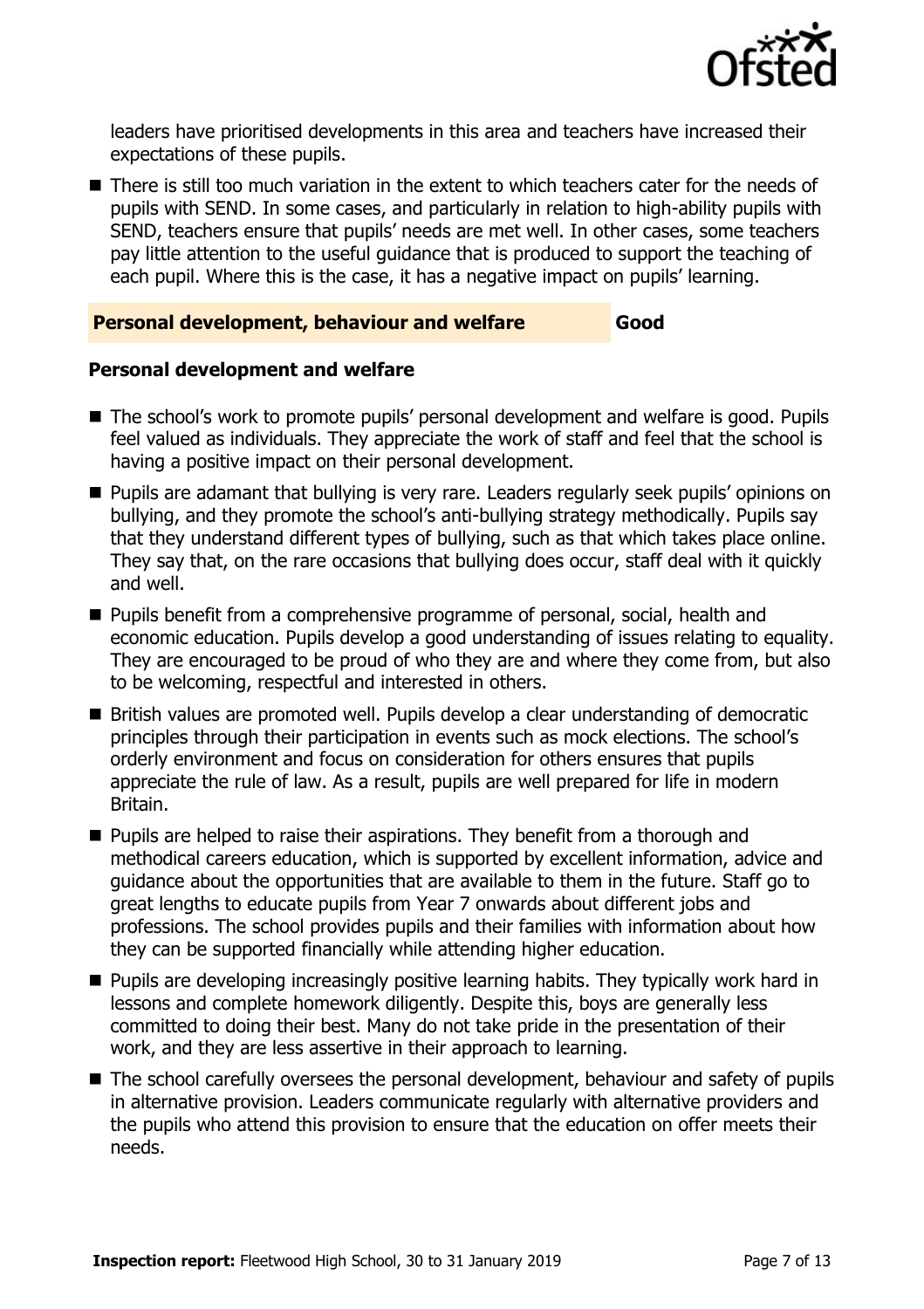leaders have prioritised developments in this area and teachers have increased their expectations of these pupils.

- There is still too much variation in the extent to which teachers cater for the needs of pupils with SEND. In some cases, and particularly in relation to high-ability pupils with SEND, teachers ensure that pupils' needs are met well. In other cases, some teachers pay little attention to the useful guidance that is produced to support the teaching of each pupil. Where this is the case, it has a negative impact on pupils' learning.

| **Personal development, behaviour and welfare** | **Good** |
|---|---|

### Personal development and welfare

- The school's work to promote pupils' personal development and welfare is good. Pupils feel valued as individuals. They appreciate the work of staff and feel that the school is having a positive impact on their personal development.
- Pupils are adamant that bullying is very rare. Leaders regularly seek pupils' opinions on bullying, and they promote the school's anti-bullying strategy methodically. Pupils say that they understand different types of bullying, such as that which takes place online. They say that, on the rare occasions that bullying does occur, staff deal with it quickly and well.
- Pupils benefit from a comprehensive programme of personal, social, health and economic education. Pupils develop a good understanding of issues relating to equality. They are encouraged to be proud of who they are and where they come from, but also to be welcoming, respectful and interested in others.
- British values are promoted well. Pupils develop a clear understanding of democratic principles through their participation in events such as mock elections. The school's orderly environment and focus on consideration for others ensures that pupils appreciate the rule of law. As a result, pupils are well prepared for life in modern Britain.
- Pupils are helped to raise their aspirations. They benefit from a thorough and methodical careers education, which is supported by excellent information, advice and guidance about the opportunities that are available to them in the future. Staff go to great lengths to educate pupils from Year 7 onwards about different jobs and professions. The school provides pupils and their families with information about how they can be supported financially while attending higher education.
- Pupils are developing increasingly positive learning habits. They typically work hard in lessons and complete homework diligently. Despite this, boys are generally less committed to doing their best. Many do not take pride in the presentation of their work, and they are less assertive in their approach to learning.
- The school carefully oversees the personal development, behaviour and safety of pupils in alternative provision. Leaders communicate regularly with alternative providers and the pupils who attend this provision to ensure that the education on offer meets their needs.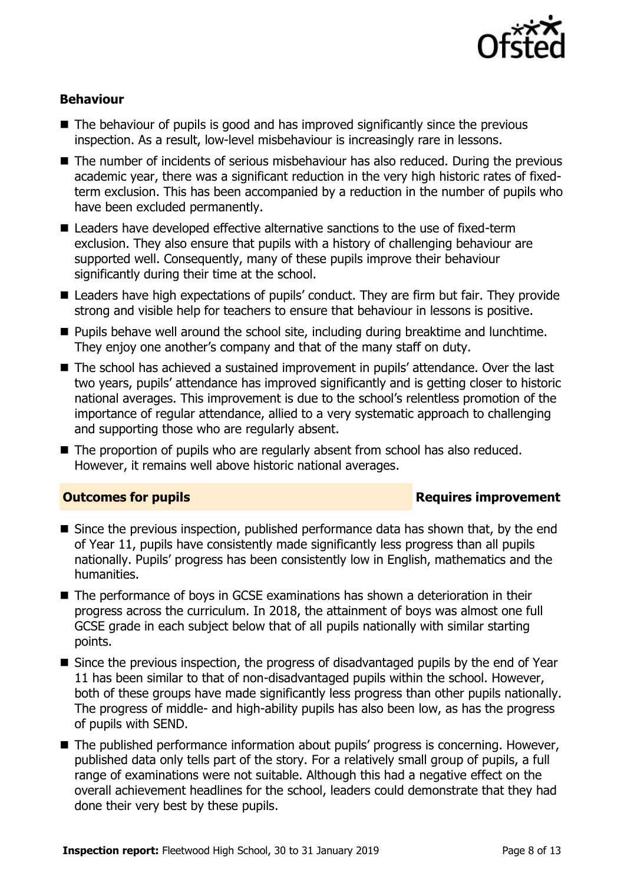### Behaviour

- The behaviour of pupils is good and has improved significantly since the previous inspection. As a result, low-level misbehaviour is increasingly rare in lessons.
- The number of incidents of serious misbehaviour has also reduced. During the previous academic year, there was a significant reduction in the very high historic rates of fixed-term exclusion. This has been accompanied by a reduction in the number of pupils who have been excluded permanently.
- Leaders have developed effective alternative sanctions to the use of fixed-term exclusion. They also ensure that pupils with a history of challenging behaviour are supported well. Consequently, many of these pupils improve their behaviour significantly during their time at the school.
- Leaders have high expectations of pupils' conduct. They are firm but fair. They provide strong and visible help for teachers to ensure that behaviour in lessons is positive.
- Pupils behave well around the school site, including during breaktime and lunchtime. They enjoy one another's company and that of the many staff on duty.
- The school has achieved a sustained improvement in pupils' attendance. Over the last two years, pupils' attendance has improved significantly and is getting closer to historic national averages. This improvement is due to the school's relentless promotion of the importance of regular attendance, allied to a very systematic approach to challenging and supporting those who are regularly absent.
- The proportion of pupils who are regularly absent from school has also reduced. However, it remains well above historic national averages.

## Outcomes for pupils — Requires improvement

- Since the previous inspection, published performance data has shown that, by the end of Year 11, pupils have consistently made significantly less progress than all pupils nationally. Pupils' progress has been consistently low in English, mathematics and the humanities.
- The performance of boys in GCSE examinations has shown a deterioration in their progress across the curriculum. In 2018, the attainment of boys was almost one full GCSE grade in each subject below that of all pupils nationally with similar starting points.
- Since the previous inspection, the progress of disadvantaged pupils by the end of Year 11 has been similar to that of non-disadvantaged pupils within the school. However, both of these groups have made significantly less progress than other pupils nationally. The progress of middle- and high-ability pupils has also been low, as has the progress of pupils with SEND.
- The published performance information about pupils' progress is concerning. However, published data only tells part of the story. For a relatively small group of pupils, a full range of examinations were not suitable. Although this had a negative effect on the overall achievement headlines for the school, leaders could demonstrate that they had done their very best by these pupils.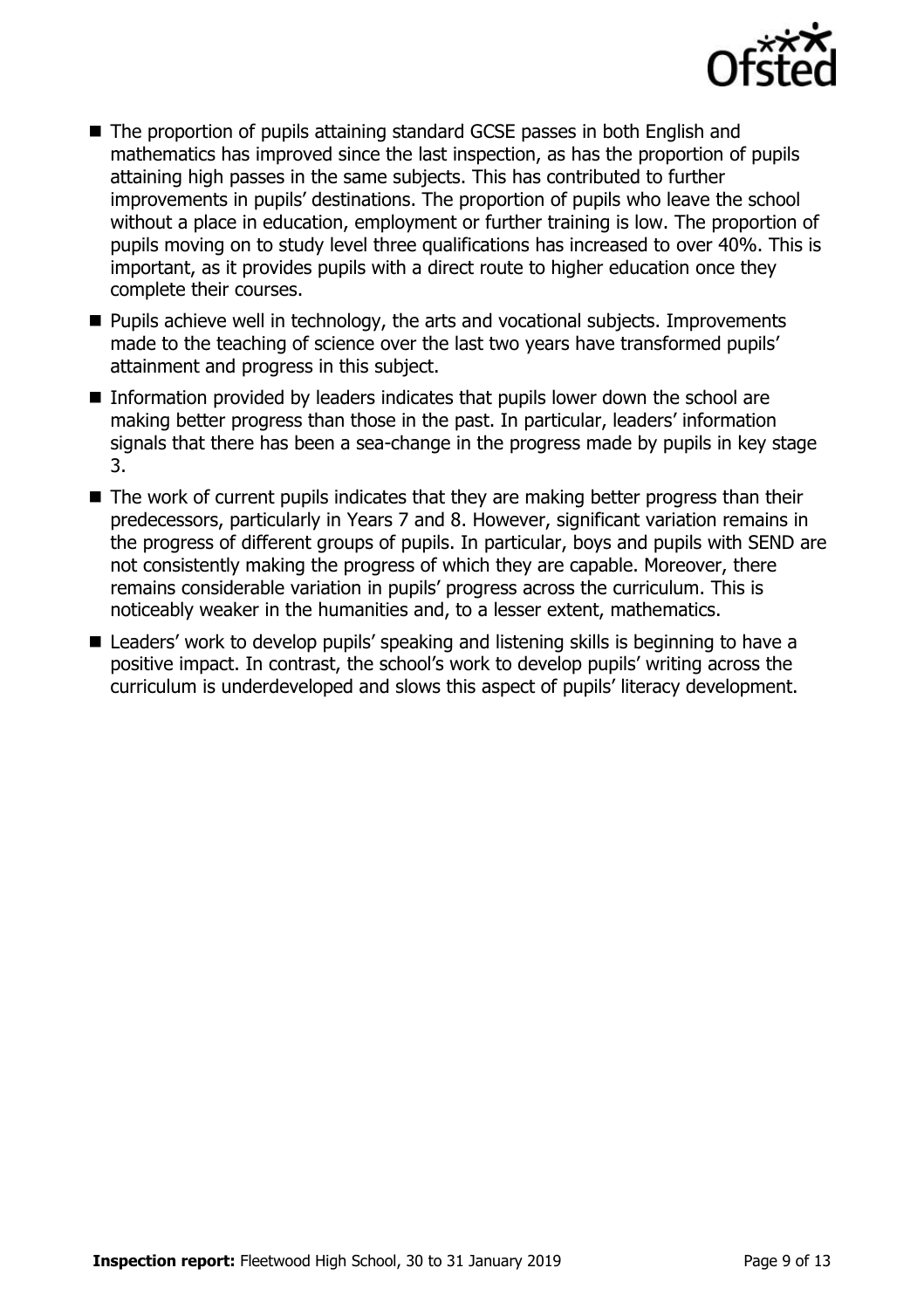- The proportion of pupils attaining standard GCSE passes in both English and mathematics has improved since the last inspection, as has the proportion of pupils attaining high passes in the same subjects. This has contributed to further improvements in pupils' destinations. The proportion of pupils who leave the school without a place in education, employment or further training is low. The proportion of pupils moving on to study level three qualifications has increased to over 40%. This is important, as it provides pupils with a direct route to higher education once they complete their courses.
- Pupils achieve well in technology, the arts and vocational subjects. Improvements made to the teaching of science over the last two years have transformed pupils' attainment and progress in this subject.
- Information provided by leaders indicates that pupils lower down the school are making better progress than those in the past. In particular, leaders' information signals that there has been a sea-change in the progress made by pupils in key stage 3.
- The work of current pupils indicates that they are making better progress than their predecessors, particularly in Years 7 and 8. However, significant variation remains in the progress of different groups of pupils. In particular, boys and pupils with SEND are not consistently making the progress of which they are capable. Moreover, there remains considerable variation in pupils' progress across the curriculum. This is noticeably weaker in the humanities and, to a lesser extent, mathematics.
- Leaders' work to develop pupils' speaking and listening skills is beginning to have a positive impact. In contrast, the school's work to develop pupils' writing across the curriculum is underdeveloped and slows this aspect of pupils' literacy development.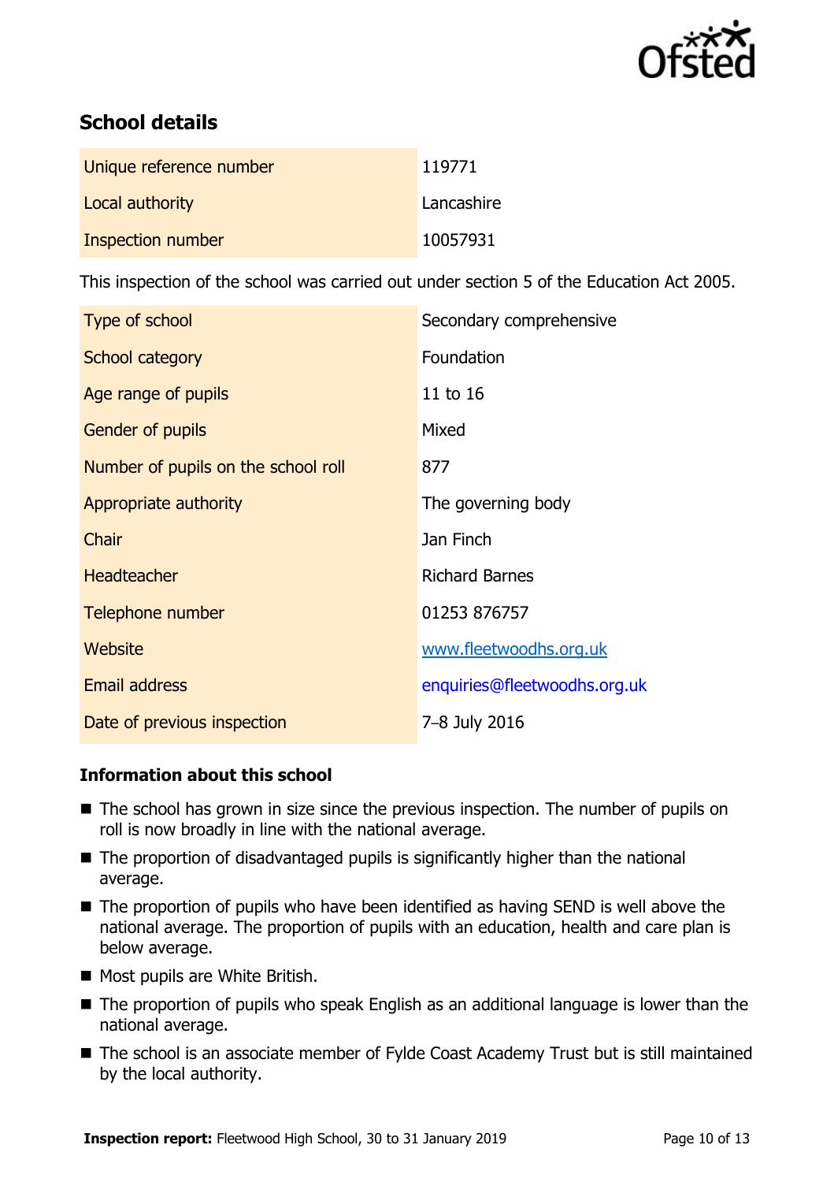## School details

| | |
|---|---|
| Unique reference number | 119771 |
| Local authority | Lancashire |
| Inspection number | 10057931 |

This inspection of the school was carried out under section 5 of the Education Act 2005.

| | |
|---|---|
| Type of school | Secondary comprehensive |
| School category | Foundation |
| Age range of pupils | 11 to 16 |
| Gender of pupils | Mixed |
| Number of pupils on the school roll | 877 |
| Appropriate authority | The governing body |
| Chair | Jan Finch |
| Headteacher | Richard Barnes |
| Telephone number | 01253 876757 |
| Website | www.fleetwoodhs.org.uk |
| Email address | enquiries@fleetwoodhs.org.uk |
| Date of previous inspection | 7–8 July 2016 |

### Information about this school

- The school has grown in size since the previous inspection. The number of pupils on roll is now broadly in line with the national average.
- The proportion of disadvantaged pupils is significantly higher than the national average.
- The proportion of pupils who have been identified as having SEND is well above the national average. The proportion of pupils with an education, health and care plan is below average.
- Most pupils are White British.
- The proportion of pupils who speak English as an additional language is lower than the national average.
- The school is an associate member of Fylde Coast Academy Trust but is still maintained by the local authority.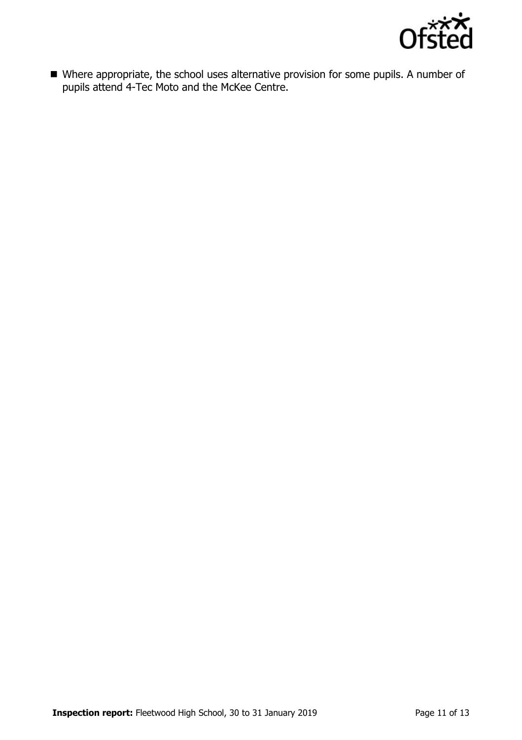- Where appropriate, the school uses alternative provision for some pupils. A number of pupils attend 4-Tec Moto and the McKee Centre.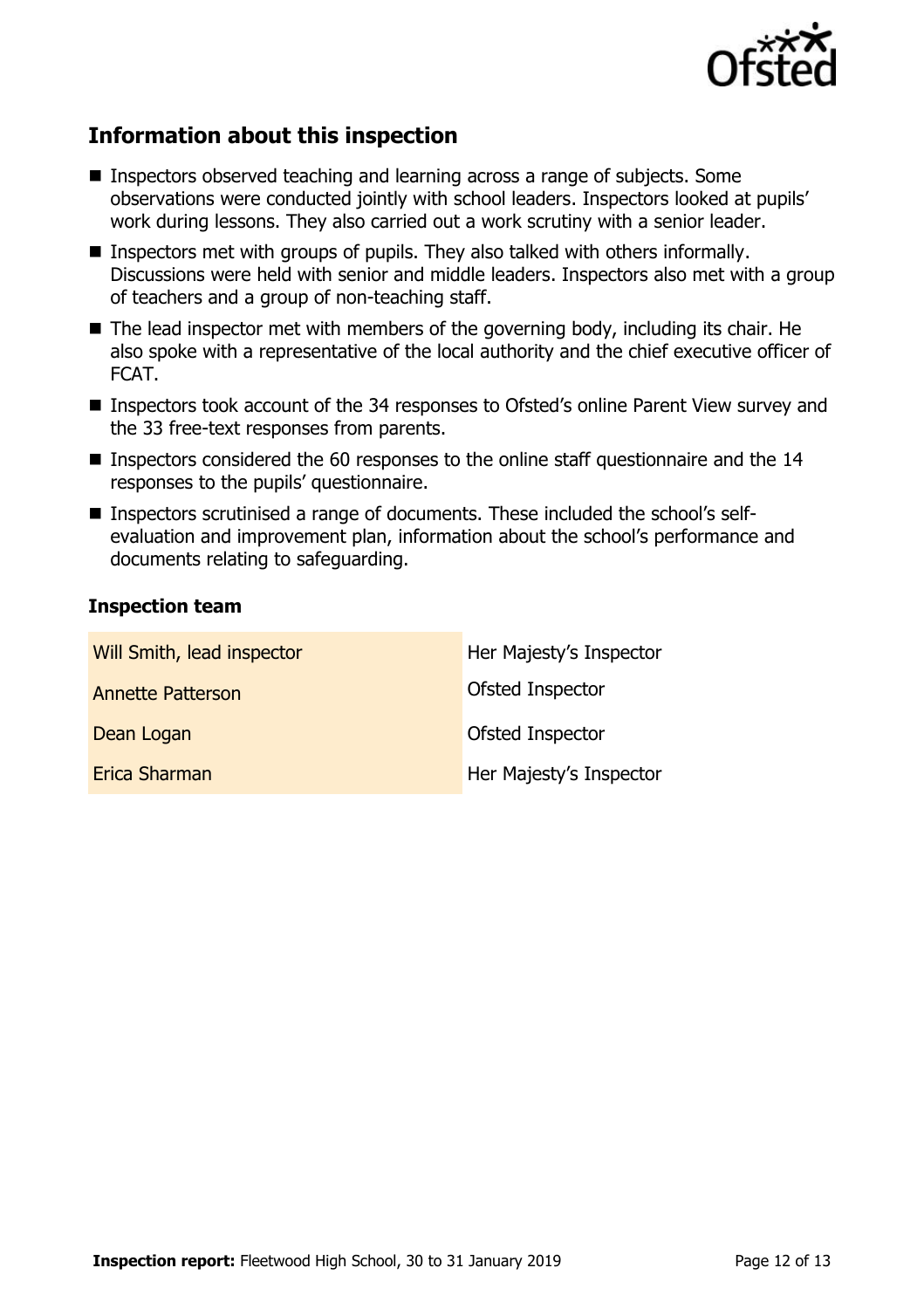## Information about this inspection

- Inspectors observed teaching and learning across a range of subjects. Some observations were conducted jointly with school leaders. Inspectors looked at pupils' work during lessons. They also carried out a work scrutiny with a senior leader.
- Inspectors met with groups of pupils. They also talked with others informally. Discussions were held with senior and middle leaders. Inspectors also met with a group of teachers and a group of non-teaching staff.
- The lead inspector met with members of the governing body, including its chair. He also spoke with a representative of the local authority and the chief executive officer of FCAT.
- Inspectors took account of the 34 responses to Ofsted's online Parent View survey and the 33 free-text responses from parents.
- Inspectors considered the 60 responses to the online staff questionnaire and the 14 responses to the pupils' questionnaire.
- Inspectors scrutinised a range of documents. These included the school's self-evaluation and improvement plan, information about the school's performance and documents relating to safeguarding.

### Inspection team

| | |
|---|---|
| Will Smith, lead inspector | Her Majesty's Inspector |
| Annette Patterson | Ofsted Inspector |
| Dean Logan | Ofsted Inspector |
| Erica Sharman | Her Majesty's Inspector |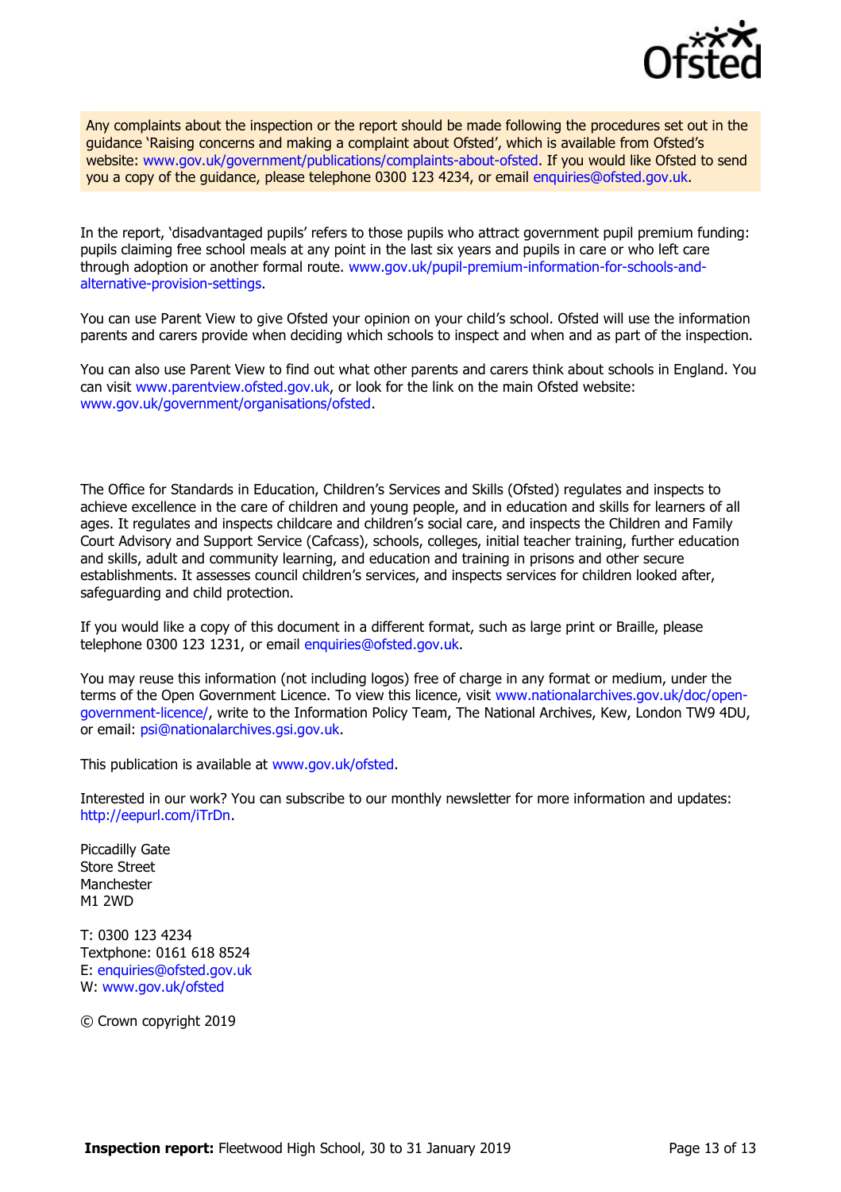Any complaints about the inspection or the report should be made following the procedures set out in the guidance 'Raising concerns and making a complaint about Ofsted', which is available from Ofsted's website: www.gov.uk/government/publications/complaints-about-ofsted. If you would like Ofsted to send you a copy of the guidance, please telephone 0300 123 4234, or email enquiries@ofsted.gov.uk.

In the report, 'disadvantaged pupils' refers to those pupils who attract government pupil premium funding: pupils claiming free school meals at any point in the last six years and pupils in care or who left care through adoption or another formal route. www.gov.uk/pupil-premium-information-for-schools-and-alternative-provision-settings.

You can use Parent View to give Ofsted your opinion on your child's school. Ofsted will use the information parents and carers provide when deciding which schools to inspect and when and as part of the inspection.

You can also use Parent View to find out what other parents and carers think about schools in England. You can visit www.parentview.ofsted.gov.uk, or look for the link on the main Ofsted website: www.gov.uk/government/organisations/ofsted.

The Office for Standards in Education, Children's Services and Skills (Ofsted) regulates and inspects to achieve excellence in the care of children and young people, and in education and skills for learners of all ages. It regulates and inspects childcare and children's social care, and inspects the Children and Family Court Advisory and Support Service (Cafcass), schools, colleges, initial teacher training, further education and skills, adult and community learning, and education and training in prisons and other secure establishments. It assesses council children's services, and inspects services for children looked after, safeguarding and child protection.

If you would like a copy of this document in a different format, such as large print or Braille, please telephone 0300 123 1231, or email enquiries@ofsted.gov.uk.

You may reuse this information (not including logos) free of charge in any format or medium, under the terms of the Open Government Licence. To view this licence, visit www.nationalarchives.gov.uk/doc/open-government-licence/, write to the Information Policy Team, The National Archives, Kew, London TW9 4DU, or email: psi@nationalarchives.gsi.gov.uk.

This publication is available at www.gov.uk/ofsted.

Interested in our work? You can subscribe to our monthly newsletter for more information and updates: http://eepurl.com/iTrDn.

Piccadilly Gate
Store Street
Manchester
M1 2WD

T: 0300 123 4234
Textphone: 0161 618 8524
E: enquiries@ofsted.gov.uk
W: www.gov.uk/ofsted

© Crown copyright 2019